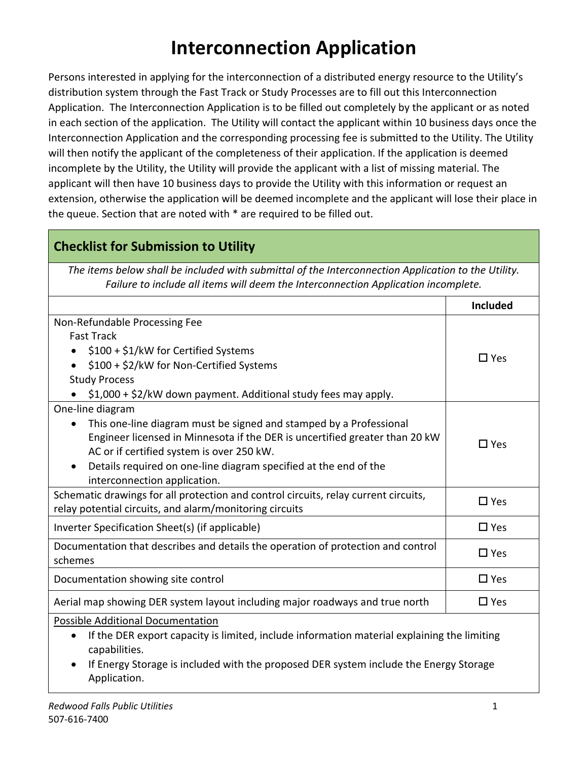# Interconnection Application

Persons interested in applying for the interconnection of a distributed energy resource to the Utility's distribution system through the Fast Track or Study Processes are to fill out this Interconnection Application. The Interconnection Application is to be filled out completely by the applicant or as noted in each section of the application. The Utility will contact the applicant within 10 business days once the Interconnection Application and the corresponding processing fee is submitted to the Utility. The Utility will then notify the applicant of the completeness of their application. If the application is deemed incomplete by the Utility, the Utility will provide the applicant with a list of missing material. The applicant will then have 10 business days to provide the Utility with this information or request an extension, otherwise the application will be deemed incomplete and the applicant will lose their place in the queue. Section that are noted with * are required to be filled out.

## Checklist for Submission to Utility

*The items below shall be included with submittal of the Interconnection Application to the Utility. Failure to include all items will deem the Interconnection Application incomplete.*

| | Included |
|---|---|
| Non-Refundable Processing Fee<br>Fast Track<br>• $100 + $1/kW for Certified Systems<br>• $100 + $2/kW for Non-Certified Systems<br>Study Process<br>• $1,000 + $2/kW down payment. Additional study fees may apply. | ☐ Yes |
| One-line diagram<br>• This one-line diagram must be signed and stamped by a Professional Engineer licensed in Minnesota if the DER is uncertified greater than 20 kW AC or if certified system is over 250 kW.<br>• Details required on one-line diagram specified at the end of the interconnection application. | ☐ Yes |
| Schematic drawings for all protection and control circuits, relay current circuits, relay potential circuits, and alarm/monitoring circuits | ☐ Yes |
| Inverter Specification Sheet(s) (if applicable) | ☐ Yes |
| Documentation that describes and details the operation of protection and control schemes | ☐ Yes |
| Documentation showing site control | ☐ Yes |
| Aerial map showing DER system layout including major roadways and true north | ☐ Yes |

Possible Additional Documentation

- If the DER export capacity is limited, include information material explaining the limiting capabilities.
- If Energy Storage is included with the proposed DER system include the Energy Storage Application.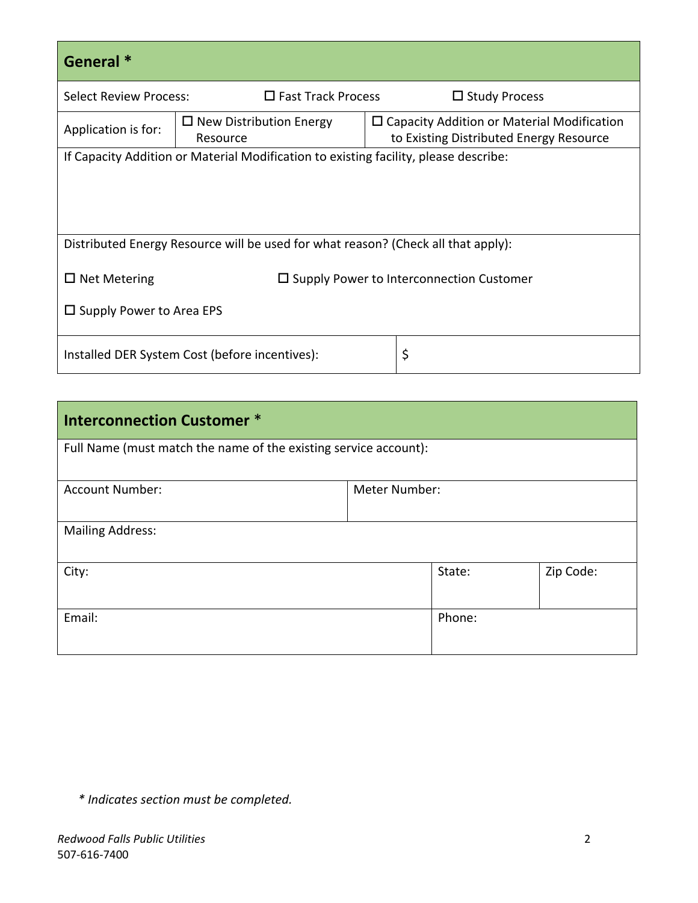## General *

| Select Review Process: | ☐ Fast Track Process | ☐ Study Process |
|---|---|---|
| Application is for: | ☐ New Distribution Energy Resource | ☐ Capacity Addition or Material Modification to Existing Distributed Energy Resource |

If Capacity Addition or Material Modification to existing facility, please describe:

Distributed Energy Resource will be used for what reason? (Check all that apply):

☐ Net Metering

☐ Supply Power to Interconnection Customer

☐ Supply Power to Area EPS

| Installed DER System Cost (before incentives): | $ |
|---|---|

## Interconnection Customer *

| Full Name (must match the name of the existing service account): | | |
|---|---|---|
| Account Number: | Meter Number: | |
| Mailing Address: | | |
| City: | State: | Zip Code: |
| Email: | Phone: | |

*\* Indicates section must be completed.*

*Redwood Falls Public Utilities*
507-616-7400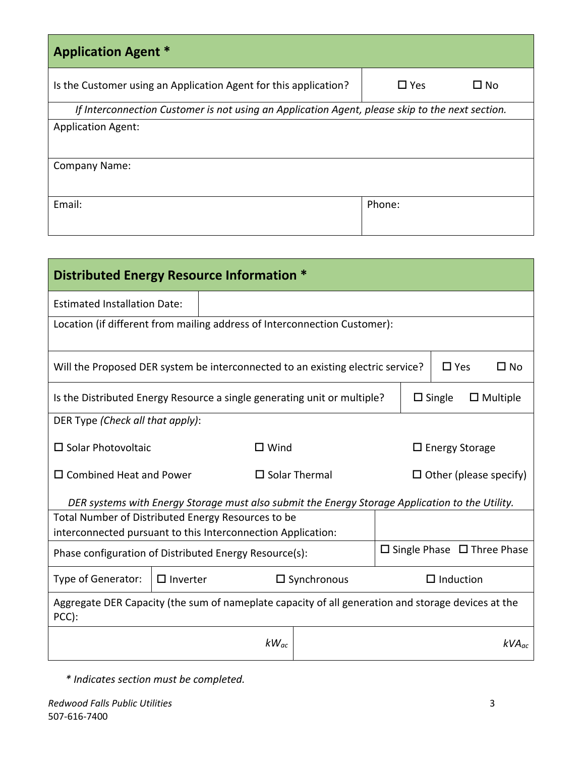## Application Agent *

| Is the Customer using an Application Agent for this application? | ☐ Yes ☐ No |
|---|---|

*If Interconnection Customer is not using an Application Agent, please skip to the next section.*

| Application Agent: | |
|---|---|
| Company Name: | |
| Email: | Phone: |

## Distributed Energy Resource Information *

| Estimated Installation Date: | |
|---|---|
| Location (if different from mailing address of Interconnection Customer): | |
| Will the Proposed DER system be interconnected to an existing electric service? | ☐ Yes ☐ No |
| Is the Distributed Energy Resource a single generating unit or multiple? | ☐ Single ☐ Multiple |

DER Type *(Check all that apply)*:

| | | |
|---|---|---|
| ☐ Solar Photovoltaic | ☐ Wind | ☐ Energy Storage |
| ☐ Combined Heat and Power | ☐ Solar Thermal | ☐ Other (please specify) |

*DER systems with Energy Storage must also submit the Energy Storage Application to the Utility.*

| Total Number of Distributed Energy Resources to be interconnected pursuant to this Interconnection Application: | |
|---|---|
| Phase configuration of Distributed Energy Resource(s): | ☐ Single Phase ☐ Three Phase |

| Type of Generator: | ☐ Inverter | ☐ Synchronous | ☐ Induction |
|---|---|---|---|

Aggregate DER Capacity (the sum of nameplate capacity of all generation and storage devices at the PCC):

| $kW_{ac}$ | $kVA_{ac}$ |
|---|---|

*\* Indicates section must be completed.*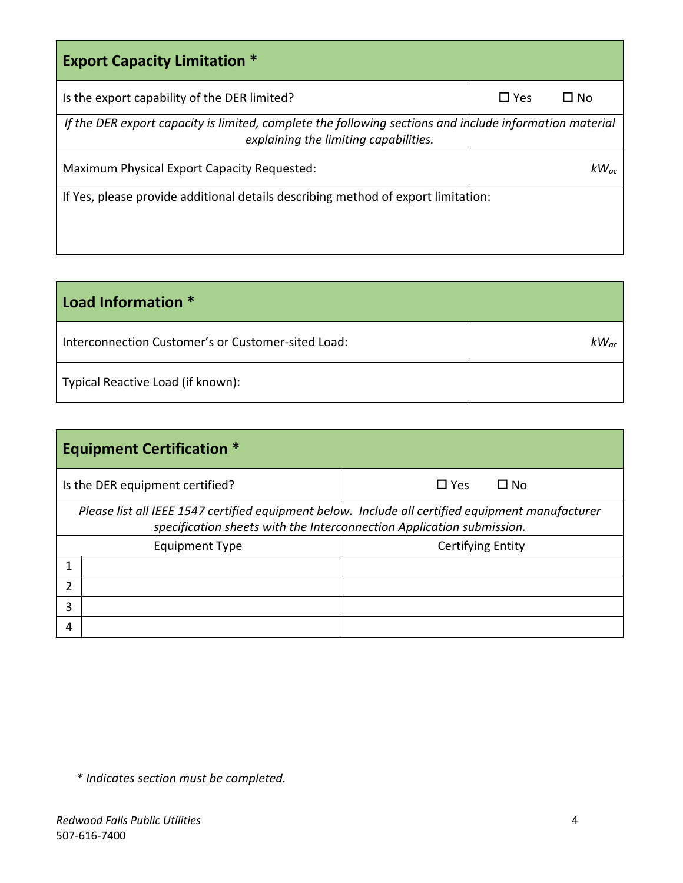| **Export Capacity Limitation *** | |
|---|---|
| Is the export capability of the DER limited? | ☐ Yes ☐ No |
| *If the DER export capacity is limited, complete the following sections and include information material explaining the limiting capabilities.* | |
| Maximum Physical Export Capacity Requested: | $kW_{ac}$ |
| If Yes, please provide additional details describing method of export limitation: | |

| **Load Information *** | |
|---|---|
| Interconnection Customer's or Customer-sited Load: | $kW_{ac}$ |
| Typical Reactive Load (if known): | |

| **Equipment Certification *** | | |
|---|---|---|
| Is the DER equipment certified? | | ☐ Yes ☐ No |
| *Please list all IEEE 1547 certified equipment below. Include all certified equipment manufacturer specification sheets with the Interconnection Application submission.* | | |
| | Equipment Type | Certifying Entity |
| 1 | | |
| 2 | | |
| 3 | | |
| 4 | | |

*\* Indicates section must be completed.*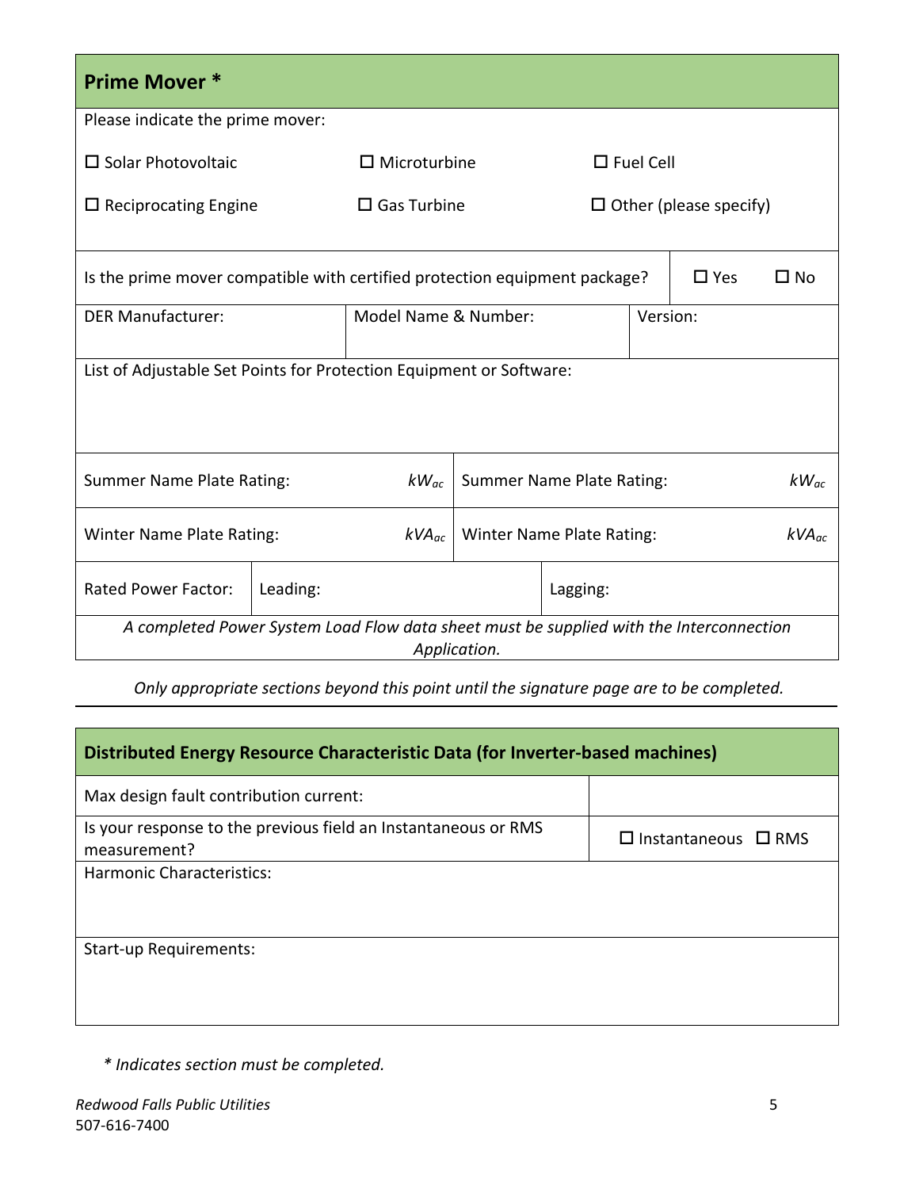## Prime Mover *

Please indicate the prime mover:

| | | |
|---|---|---|
| ☐ Solar Photovoltaic | ☐ Microturbine | ☐ Fuel Cell |
| ☐ Reciprocating Engine | ☐ Gas Turbine | ☐ Other (please specify) |

| | |
|---|---|
| Is the prime mover compatible with certified protection equipment package? | ☐ Yes ☐ No |

| DER Manufacturer: | Model Name & Number: | Version: |
|---|---|---|
| | | |

List of Adjustable Set Points for Protection Equipment or Software:

| | | | |
|---|---|---|---|
| Summer Name Plate Rating: | $kW_{ac}$ | Summer Name Plate Rating: | $kW_{ac}$ |
| Winter Name Plate Rating: | $kVA_{ac}$ | Winter Name Plate Rating: | $kVA_{ac}$ |

| Rated Power Factor: | Leading: | Lagging: |
|---|---|---|

*A completed Power System Load Flow data sheet must be supplied with the Interconnection Application.*

*Only appropriate sections beyond this point until the signature page are to be completed.*

## Distributed Energy Resource Characteristic Data (for Inverter-based machines)

| | |
|---|---|
| Max design fault contribution current: | |
| Is your response to the previous field an Instantaneous or RMS measurement? | ☐ Instantaneous ☐ RMS |

Harmonic Characteristics:

Start-up Requirements:

*\* Indicates section must be completed.*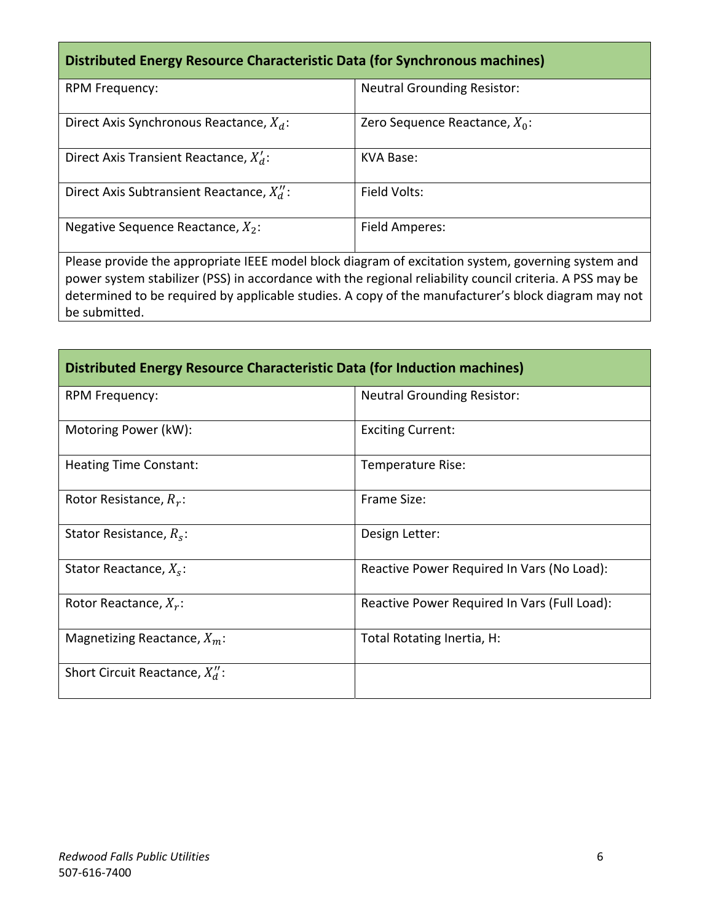| Distributed Energy Resource Characteristic Data (for Synchronous machines) | |
|---|---|
| RPM Frequency: | Neutral Grounding Resistor: |
| Direct Axis Synchronous Reactance, $X_d$: | Zero Sequence Reactance, $X_0$: |
| Direct Axis Transient Reactance, $X_d'$: | KVA Base: |
| Direct Axis Subtransient Reactance, $X_d''$: | Field Volts: |
| Negative Sequence Reactance, $X_2$: | Field Amperes: |
| Please provide the appropriate IEEE model block diagram of excitation system, governing system and power system stabilizer (PSS) in accordance with the regional reliability council criteria. A PSS may be determined to be required by applicable studies. A copy of the manufacturer's block diagram may not be submitted. | |

| Distributed Energy Resource Characteristic Data (for Induction machines) | |
|---|---|
| RPM Frequency: | Neutral Grounding Resistor: |
| Motoring Power (kW): | Exciting Current: |
| Heating Time Constant: | Temperature Rise: |
| Rotor Resistance, $R_r$: | Frame Size: |
| Stator Resistance, $R_s$: | Design Letter: |
| Stator Reactance, $X_s$: | Reactive Power Required In Vars (No Load): |
| Rotor Reactance, $X_r$: | Reactive Power Required In Vars (Full Load): |
| Magnetizing Reactance, $X_m$: | Total Rotating Inertia, H: |
| Short Circuit Reactance, $X_d''$: | |

*Redwood Falls Public Utilities*
507-616-7400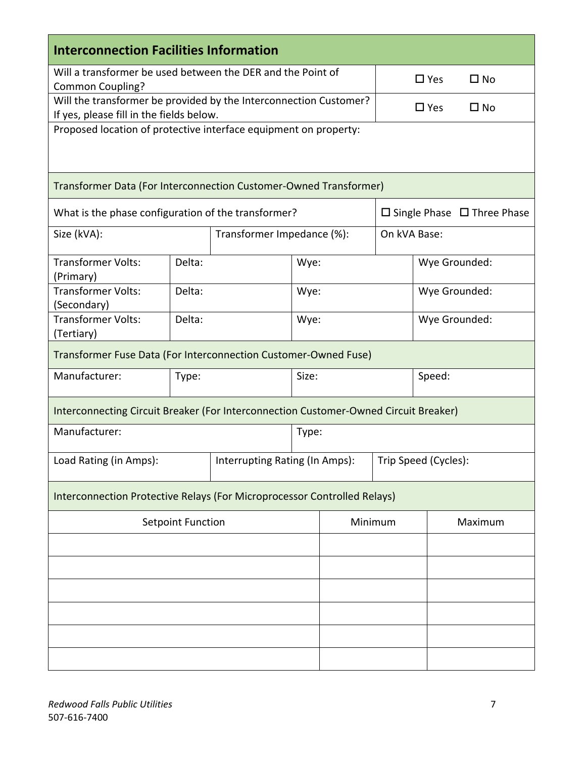## Interconnection Facilities Information

| | |
|---|---|
| Will a transformer be used between the DER and the Point of Common Coupling? | ☐ Yes ☐ No |
| Will the transformer be provided by the Interconnection Customer? If yes, please fill in the fields below. | ☐ Yes ☐ No |

Proposed location of protective interface equipment on property:

### Transformer Data (For Interconnection Customer-Owned Transformer)

| | | | |
|---|---|---|---|
| What is the phase configuration of the transformer? | | | ☐ Single Phase ☐ Three Phase |
| Size (kVA): | Transformer Impedance (%): | | On kVA Base: |
| Transformer Volts: (Primary) | Delta: | Wye: | Wye Grounded: |
| Transformer Volts: (Secondary) | Delta: | Wye: | Wye Grounded: |
| Transformer Volts: (Tertiary) | Delta: | Wye: | Wye Grounded: |

### Transformer Fuse Data (For Interconnection Customer-Owned Fuse)

| Manufacturer: | Type: | Size: | Speed: |
|---|---|---|---|

### Interconnecting Circuit Breaker (For Interconnection Customer-Owned Circuit Breaker)

| | | |
|---|---|---|
| Manufacturer: | Type: | |
| Load Rating (in Amps): | Interrupting Rating (In Amps): | Trip Speed (Cycles): |

### Interconnection Protective Relays (For Microprocessor Controlled Relays)

| Setpoint Function | Minimum | Maximum |
|---|---|---|
| | | |
| | | |
| | | |
| | | |
| | | |
| | | |

*Redwood Falls Public Utilities*
507-616-7400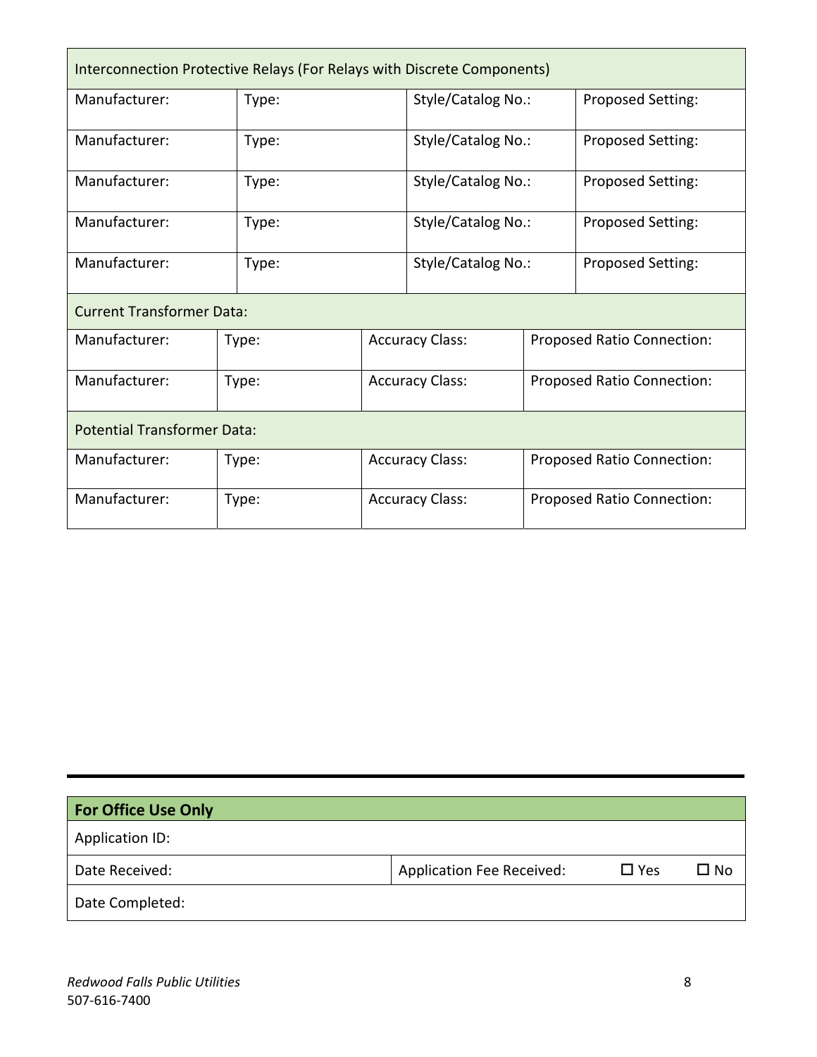| Interconnection Protective Relays (For Relays with Discrete Components) | | | |
|---|---|---|---|
| Manufacturer: | Type: | Style/Catalog No.: | Proposed Setting: |
| Manufacturer: | Type: | Style/Catalog No.: | Proposed Setting: |
| Manufacturer: | Type: | Style/Catalog No.: | Proposed Setting: |
| Manufacturer: | Type: | Style/Catalog No.: | Proposed Setting: |
| Manufacturer: | Type: | Style/Catalog No.: | Proposed Setting: |

| Current Transformer Data: | | | |
|---|---|---|---|
| Manufacturer: | Type: | Accuracy Class: | Proposed Ratio Connection: |
| Manufacturer: | Type: | Accuracy Class: | Proposed Ratio Connection: |

| Potential Transformer Data: | | | |
|---|---|---|---|
| Manufacturer: | Type: | Accuracy Class: | Proposed Ratio Connection: |
| Manufacturer: | Type: | Accuracy Class: | Proposed Ratio Connection: |

---

| **For Office Use Only** | |
|---|---|
| Application ID: | |
| Date Received: | Application Fee Received: ☐ Yes ☐ No |
| Date Completed: | |

*Redwood Falls Public Utilities*
507-616-7400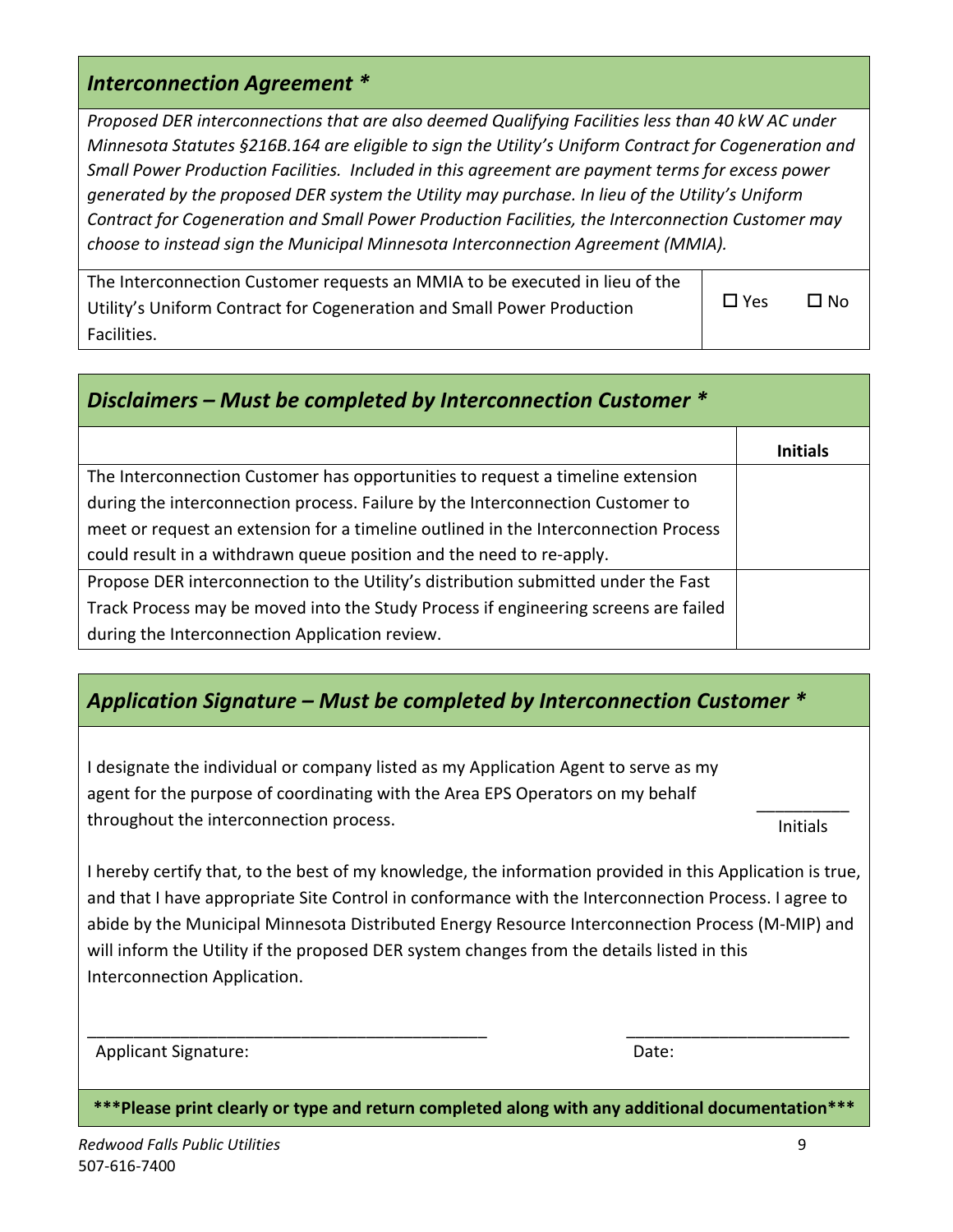## *Interconnection Agreement **

*Proposed DER interconnections that are also deemed Qualifying Facilities less than 40 kW AC under Minnesota Statutes §216B.164 are eligible to sign the Utility's Uniform Contract for Cogeneration and Small Power Production Facilities. Included in this agreement are payment terms for excess power generated by the proposed DER system the Utility may purchase. In lieu of the Utility's Uniform Contract for Cogeneration and Small Power Production Facilities, the Interconnection Customer may choose to instead sign the Municipal Minnesota Interconnection Agreement (MMIA).*

| | |
|---|---|
| The Interconnection Customer requests an MMIA to be executed in lieu of the Utility's Uniform Contract for Cogeneration and Small Power Production Facilities. | ☐ Yes ☐ No |

## *Disclaimers – Must be completed by Interconnection Customer **

| | Initials |
|---|---|
| The Interconnection Customer has opportunities to request a timeline extension during the interconnection process. Failure by the Interconnection Customer to meet or request an extension for a timeline outlined in the Interconnection Process could result in a withdrawn queue position and the need to re-apply. | |
| Propose DER interconnection to the Utility's distribution submitted under the Fast Track Process may be moved into the Study Process if engineering screens are failed during the Interconnection Application review. | |

## *Application Signature – Must be completed by Interconnection Customer **

I designate the individual or company listed as my Application Agent to serve as my agent for the purpose of coordinating with the Area EPS Operators on my behalf throughout the interconnection process.

__________
Initials

I hereby certify that, to the best of my knowledge, the information provided in this Application is true, and that I have appropriate Site Control in conformance with the Interconnection Process. I agree to abide by the Municipal Minnesota Distributed Energy Resource Interconnection Process (M-MIP) and will inform the Utility if the proposed DER system changes from the details listed in this Interconnection Application.

_____________________________________________ &nbsp;&nbsp;&nbsp;&nbsp; _________________________

Applicant Signature: &nbsp;&nbsp;&nbsp;&nbsp; Date:

**\*\*\*Please print clearly or type and return completed along with any additional documentation\*\*\***

*Redwood Falls Public Utilities*
507-616-7400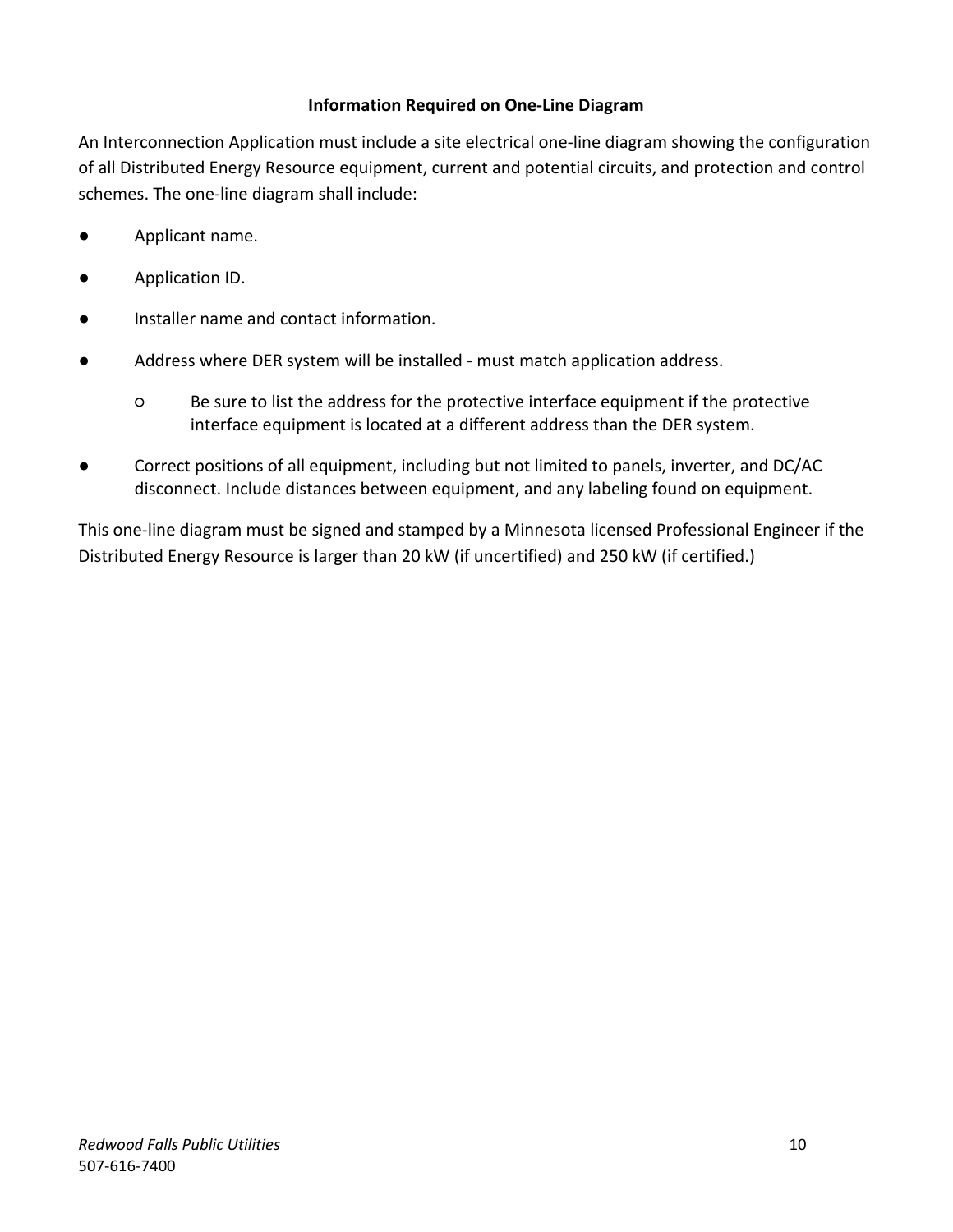### Information Required on One-Line Diagram

An Interconnection Application must include a site electrical one-line diagram showing the configuration of all Distributed Energy Resource equipment, current and potential circuits, and protection and control schemes. The one-line diagram shall include:

- Applicant name.
- Application ID.
- Installer name and contact information.
- Address where DER system will be installed - must match application address.
  - Be sure to list the address for the protective interface equipment if the protective interface equipment is located at a different address than the DER system.
- Correct positions of all equipment, including but not limited to panels, inverter, and DC/AC disconnect. Include distances between equipment, and any labeling found on equipment.

This one-line diagram must be signed and stamped by a Minnesota licensed Professional Engineer if the Distributed Energy Resource is larger than 20 kW (if uncertified) and 250 kW (if certified.)